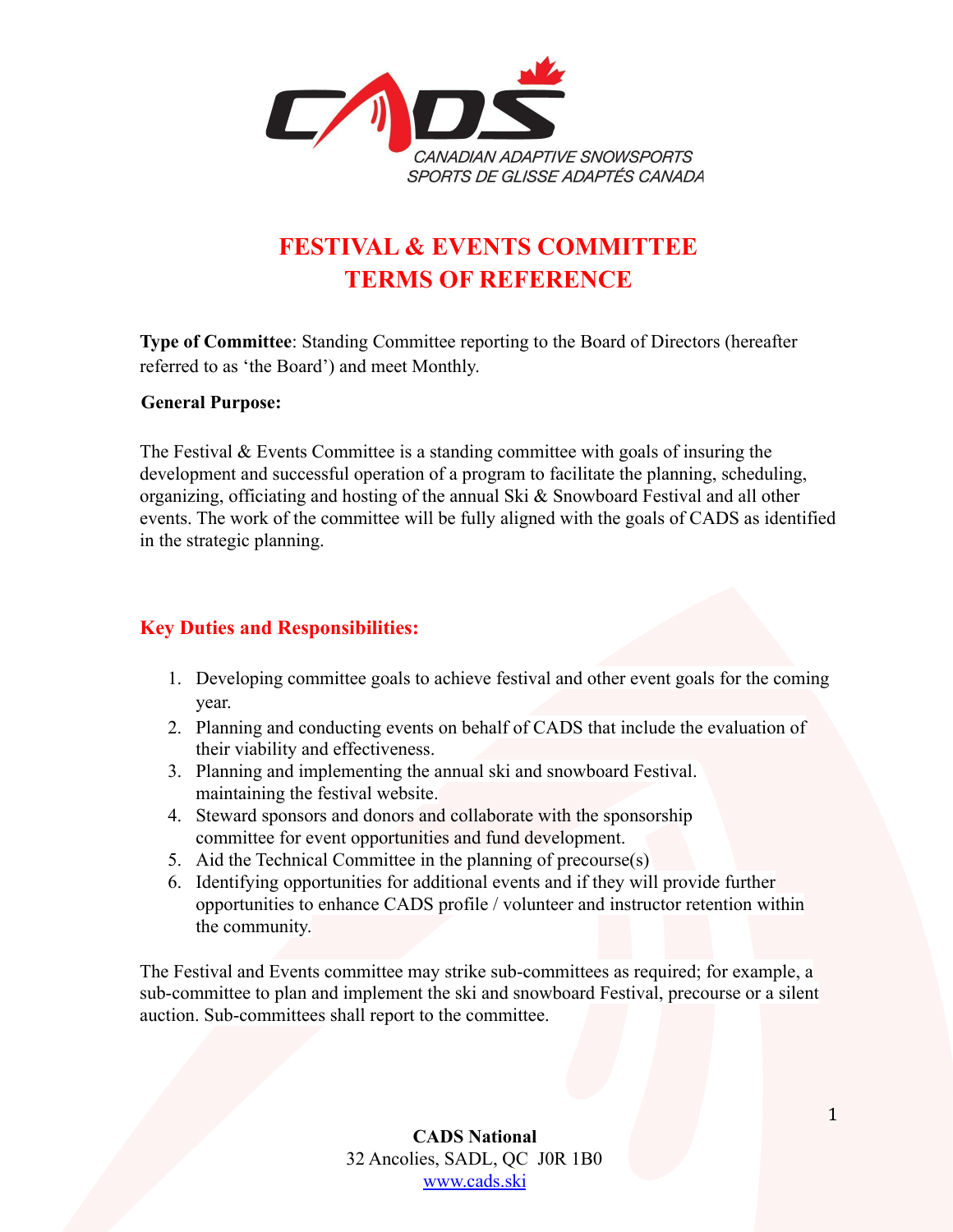CANADIAN ADAPTIVE SNOWSPORTS
SPORTS DE GLISSE ADAPTÉS CANADA

# FESTIVAL & EVENTS COMMITTEE
# TERMS OF REFERENCE

**Type of Committee**: Standing Committee reporting to the Board of Directors (hereafter referred to as 'the Board') and meet Monthly.

**General Purpose:**

The Festival & Events Committee is a standing committee with goals of insuring the development and successful operation of a program to facilitate the planning, scheduling, organizing, officiating and hosting of the annual Ski & Snowboard Festival and all other events. The work of the committee will be fully aligned with the goals of CADS as identified in the strategic planning.

## Key Duties and Responsibilities:

1. Developing committee goals to achieve festival and other event goals for the coming year.
2. Planning and conducting events on behalf of CADS that include the evaluation of their viability and effectiveness.
3. Planning and implementing the annual ski and snowboard Festival. maintaining the festival website.
4. Steward sponsors and donors and collaborate with the sponsorship committee for event opportunities and fund development.
5. Aid the Technical Committee in the planning of precourse(s)
6. Identifying opportunities for additional events and if they will provide further opportunities to enhance CADS profile / volunteer and instructor retention within the community.

The Festival and Events committee may strike sub-committees as required; for example, a sub-committee to plan and implement the ski and snowboard Festival, precourse or a silent auction. Sub-committees shall report to the committee.

**CADS National**
32 Ancolies, SADL, QC J0R 1B0
www.cads.ski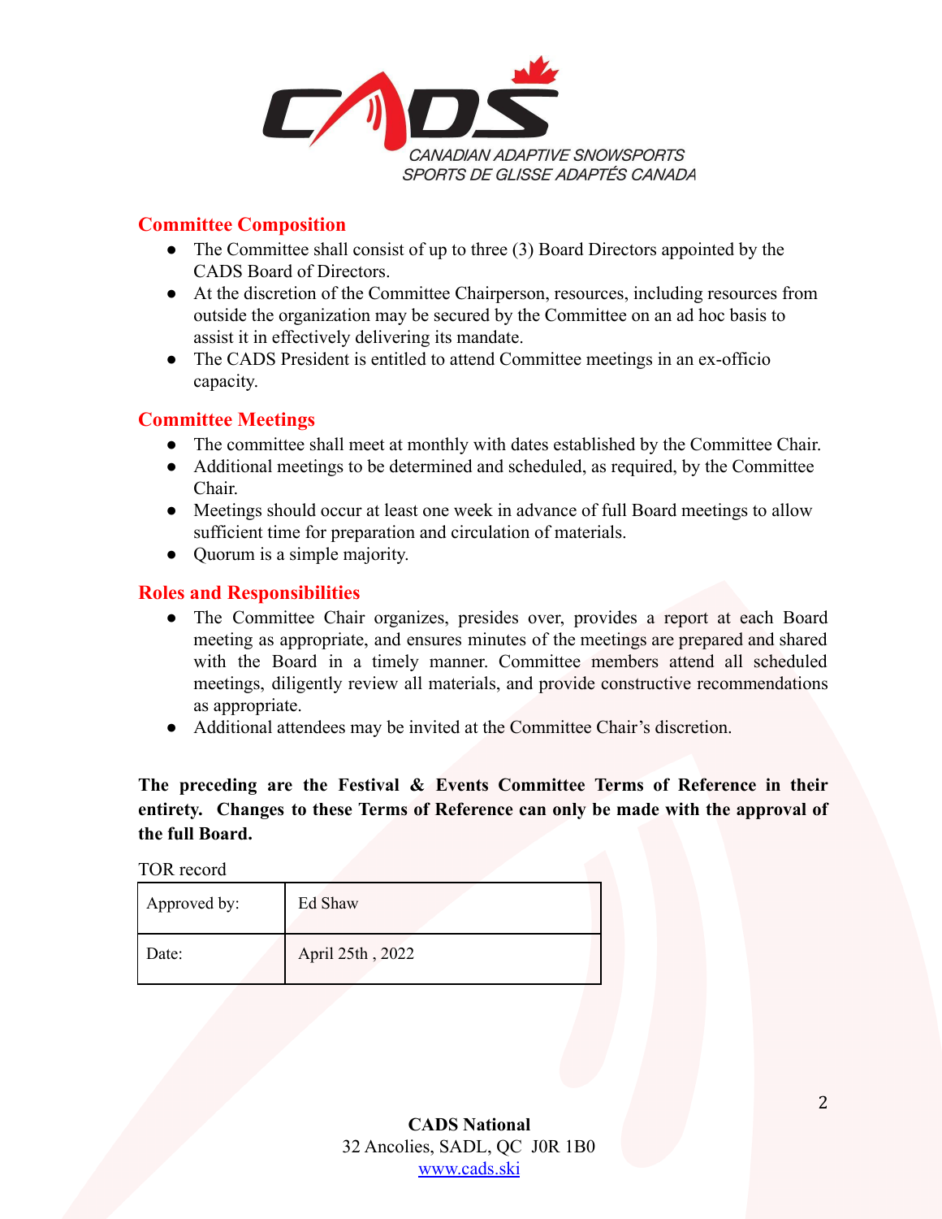## Committee Composition

- The Committee shall consist of up to three (3) Board Directors appointed by the CADS Board of Directors.
- At the discretion of the Committee Chairperson, resources, including resources from outside the organization may be secured by the Committee on an ad hoc basis to assist it in effectively delivering its mandate.
- The CADS President is entitled to attend Committee meetings in an ex-officio capacity.

## Committee Meetings

- The committee shall meet at monthly with dates established by the Committee Chair.
- Additional meetings to be determined and scheduled, as required, by the Committee Chair.
- Meetings should occur at least one week in advance of full Board meetings to allow sufficient time for preparation and circulation of materials.
- Quorum is a simple majority.

## Roles and Responsibilities

- The Committee Chair organizes, presides over, provides a report at each Board meeting as appropriate, and ensures minutes of the meetings are prepared and shared with the Board in a timely manner. Committee members attend all scheduled meetings, diligently review all materials, and provide constructive recommendations as appropriate.
- Additional attendees may be invited at the Committee Chair's discretion.

**The preceding are the Festival & Events Committee Terms of Reference in their entirety. Changes to these Terms of Reference can only be made with the approval of the full Board.**

TOR record

| | |
|---|---|
| Approved by: | Ed Shaw |
| Date: | April 25th , 2022 |

**CADS National**
32 Ancolies, SADL, QC J0R 1B0
www.cads.ski